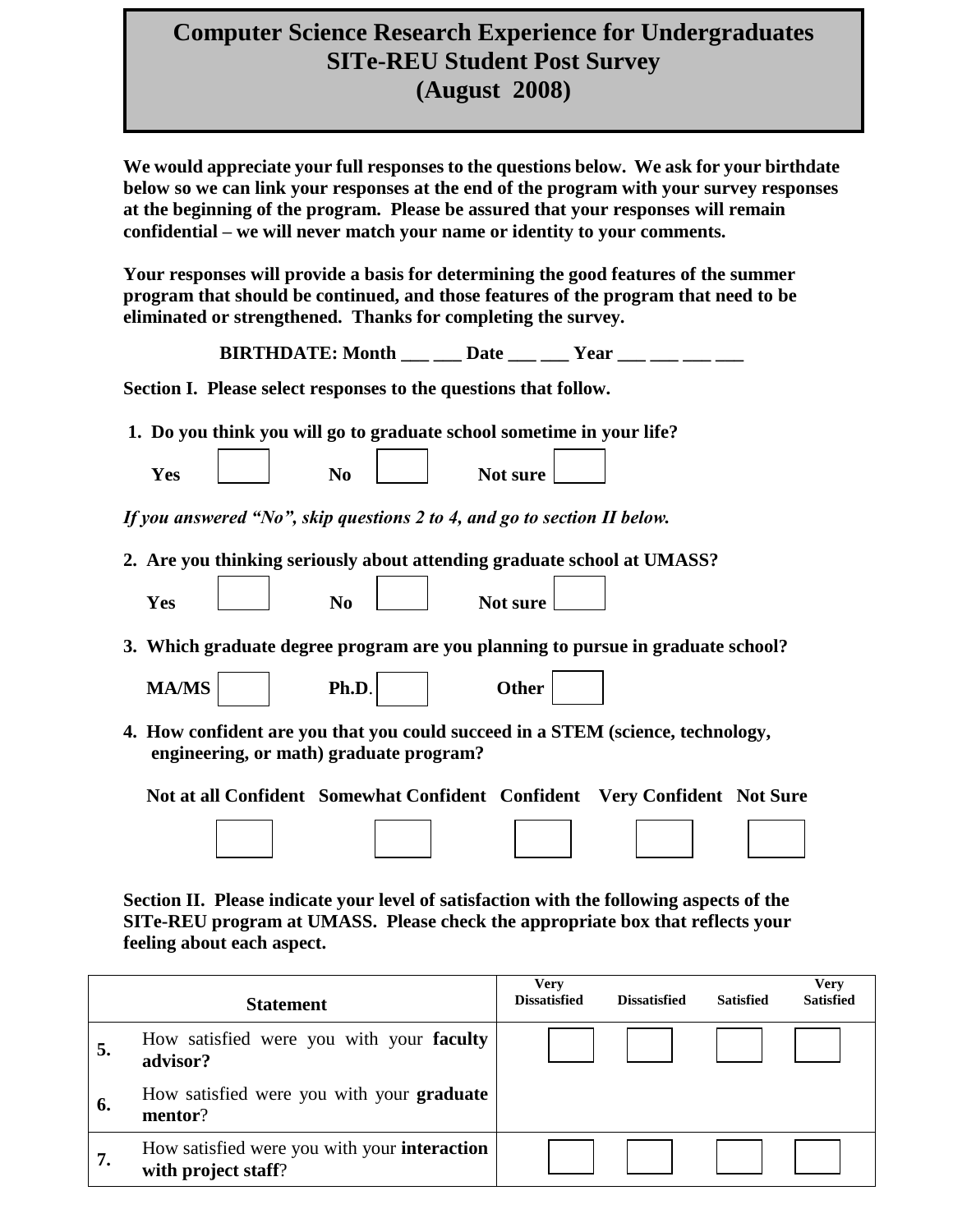# Computer Science Research Experience for Undergraduates
# SITe-REU Student Post Survey
# (August 2008)

**We would appreciate your full responses to the questions below. We ask for your birthdate below so we can link your responses at the end of the program with your survey responses at the beginning of the program. Please be assured that your responses will remain confidential – we will never match your name or identity to your comments.**

**Your responses will provide a basis for determining the good features of the summer program that should be continued, and those features of the program that need to be eliminated or strengthened. Thanks for completing the survey.**

**BIRTHDATE: Month ___ ___ Date ___ ___ Year ___ ___ ___ ___**

**Section I. Please select responses to the questions that follow.**

**1. Do you think you will go to graduate school sometime in your life?**

**Yes** ☐ **No** ☐ **Not sure** ☐

*If you answered "No", skip questions 2 to 4, and go to section II below.*

**2. Are you thinking seriously about attending graduate school at UMASS?**

**Yes** ☐ **No** ☐ **Not sure** ☐

**3. Which graduate degree program are you planning to pursue in graduate school?**

**MA/MS** ☐ **Ph.D.** ☐ **Other** ☐

**4. How confident are you that you could succeed in a STEM (science, technology, engineering, or math) graduate program?**

| Not at all Confident | Somewhat Confident | Confident | Very Confident | Not Sure |
|---|---|---|---|---|
| ☐ | ☐ | ☐ | ☐ | ☐ |

**Section II. Please indicate your level of satisfaction with the following aspects of the SITe-REU program at UMASS. Please check the appropriate box that reflects your feeling about each aspect.**

| | Statement | Very Dissatisfied | Dissatisfied | Satisfied | Very Satisfied |
|---|---|---|---|---|---|
| **5.** | How satisfied were you with your **faculty advisor?** | ☐ | ☐ | ☐ | ☐ |
| **6.** | How satisfied were you with your **graduate mentor**? | | | | |
| **7.** | How satisfied were you with your **interaction with project staff**? | ☐ | ☐ | ☐ | ☐ |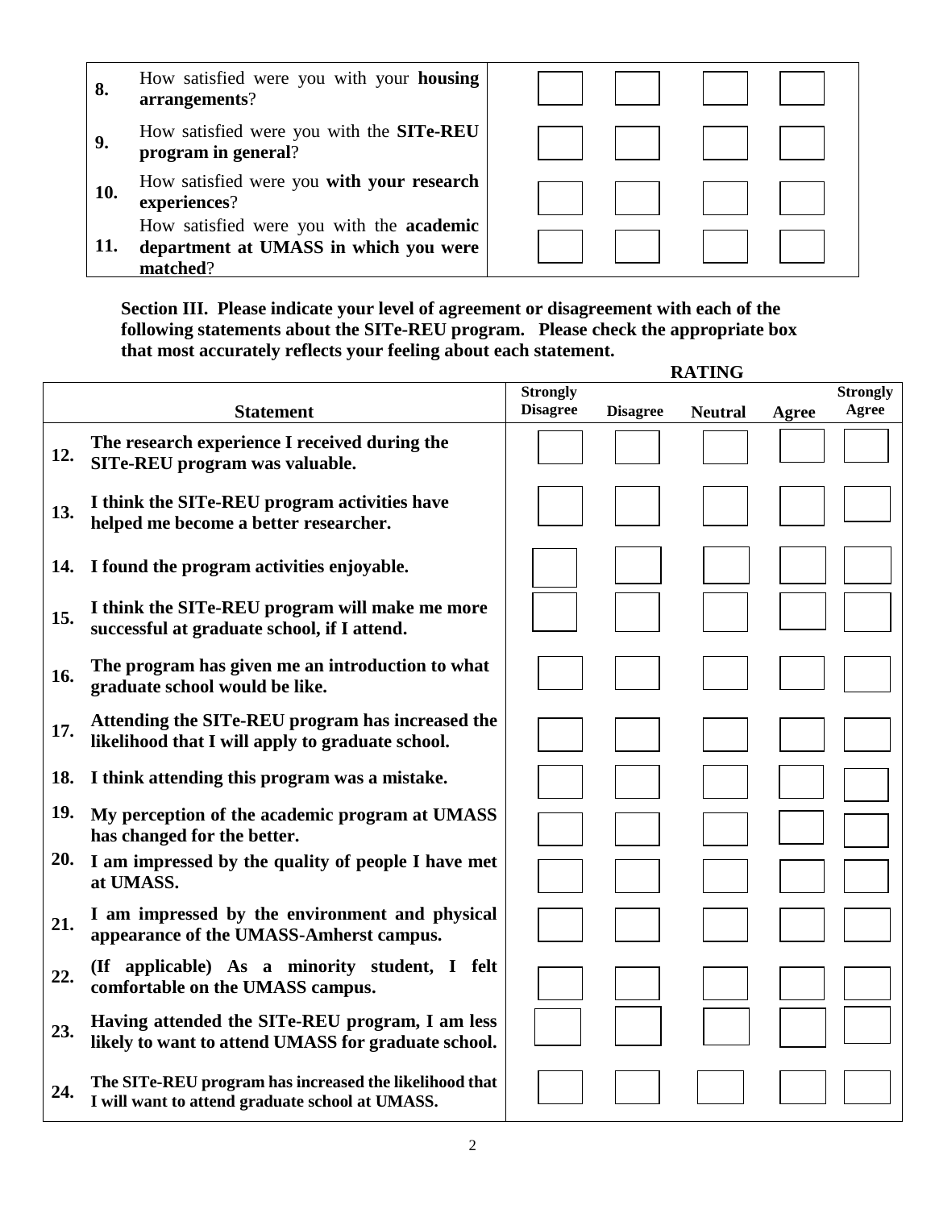| | | | | | |
|---|---|---|---|---|---|
| **8.** | How satisfied were you with your **housing arrangements**? | | | | |
| **9.** | How satisfied were you with the **SITe-REU program in general**? | | | | |
| **10.** | How satisfied were you **with your research experiences**? | | | | |
| **11.** | How satisfied were you with the **academic department at UMASS in which you were matched**? | | | | |

**Section III. Please indicate your level of agreement or disagreement with each of the following statements about the SITe-REU program. Please check the appropriate box that most accurately reflects your feeling about each statement.**

| | | RATING | | | | |
|---|---|---|---|---|---|---|
| | **Statement** | **Strongly Disagree** | **Disagree** | **Neutral** | **Agree** | **Strongly Agree** |
| **12.** | **The research experience I received during the SITe-REU program was valuable.** | | | | | |
| **13.** | **I think the SITe-REU program activities have helped me become a better researcher.** | | | | | |
| **14.** | **I found the program activities enjoyable.** | | | | | |
| **15.** | **I think the SITe-REU program will make me more successful at graduate school, if I attend.** | | | | | |
| **16.** | **The program has given me an introduction to what graduate school would be like.** | | | | | |
| **17.** | **Attending the SITe-REU program has increased the likelihood that I will apply to graduate school.** | | | | | |
| **18.** | **I think attending this program was a mistake.** | | | | | |
| **19.** | **My perception of the academic program at UMASS has changed for the better.** | | | | | |
| **20.** | **I am impressed by the quality of people I have met at UMASS.** | | | | | |
| **21.** | **I am impressed by the environment and physical appearance of the UMASS-Amherst campus.** | | | | | |
| **22.** | **(If applicable) As a minority student, I felt comfortable on the UMASS campus.** | | | | | |
| **23.** | **Having attended the SITe-REU program, I am less likely to want to attend UMASS for graduate school.** | | | | | |
| **24.** | **The SITe-REU program has increased the likelihood that I will want to attend graduate school at UMASS.** | | | | | |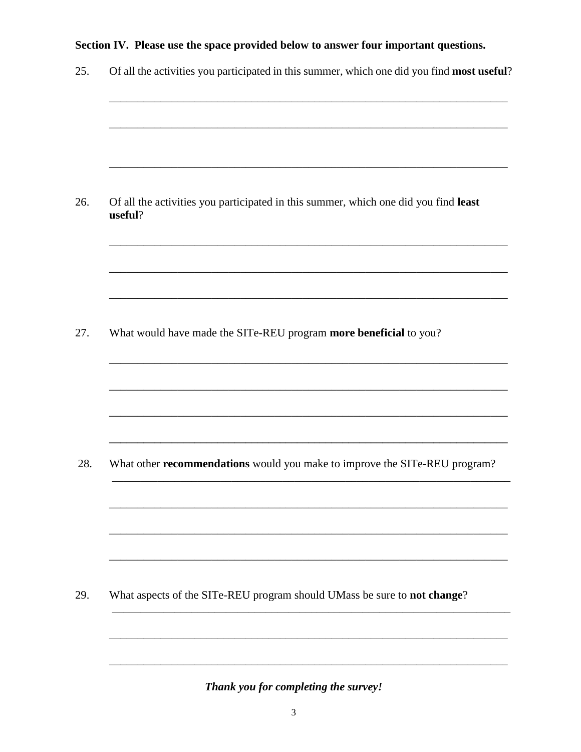**Section IV. Please use the space provided below to answer four important questions.**

25. Of all the activities you participated in this summer, which one did you find **most useful**?

_______________________________________________________________________

_______________________________________________________________________

_______________________________________________________________________

26. Of all the activities you participated in this summer, which one did you find **least useful**?

_______________________________________________________________________

_______________________________________________________________________

_______________________________________________________________________

27. What would have made the SITe-REU program **more beneficial** to you?

_______________________________________________________________________

_______________________________________________________________________

_______________________________________________________________________

_______________________________________________________________________

28. What other **recommendations** would you make to improve the SITe-REU program?

_______________________________________________________________________

_______________________________________________________________________

_______________________________________________________________________

_______________________________________________________________________

29. What aspects of the SITe-REU program should UMass be sure to **not change**?

_______________________________________________________________________

_______________________________________________________________________

_______________________________________________________________________

***Thank you for completing the survey!***